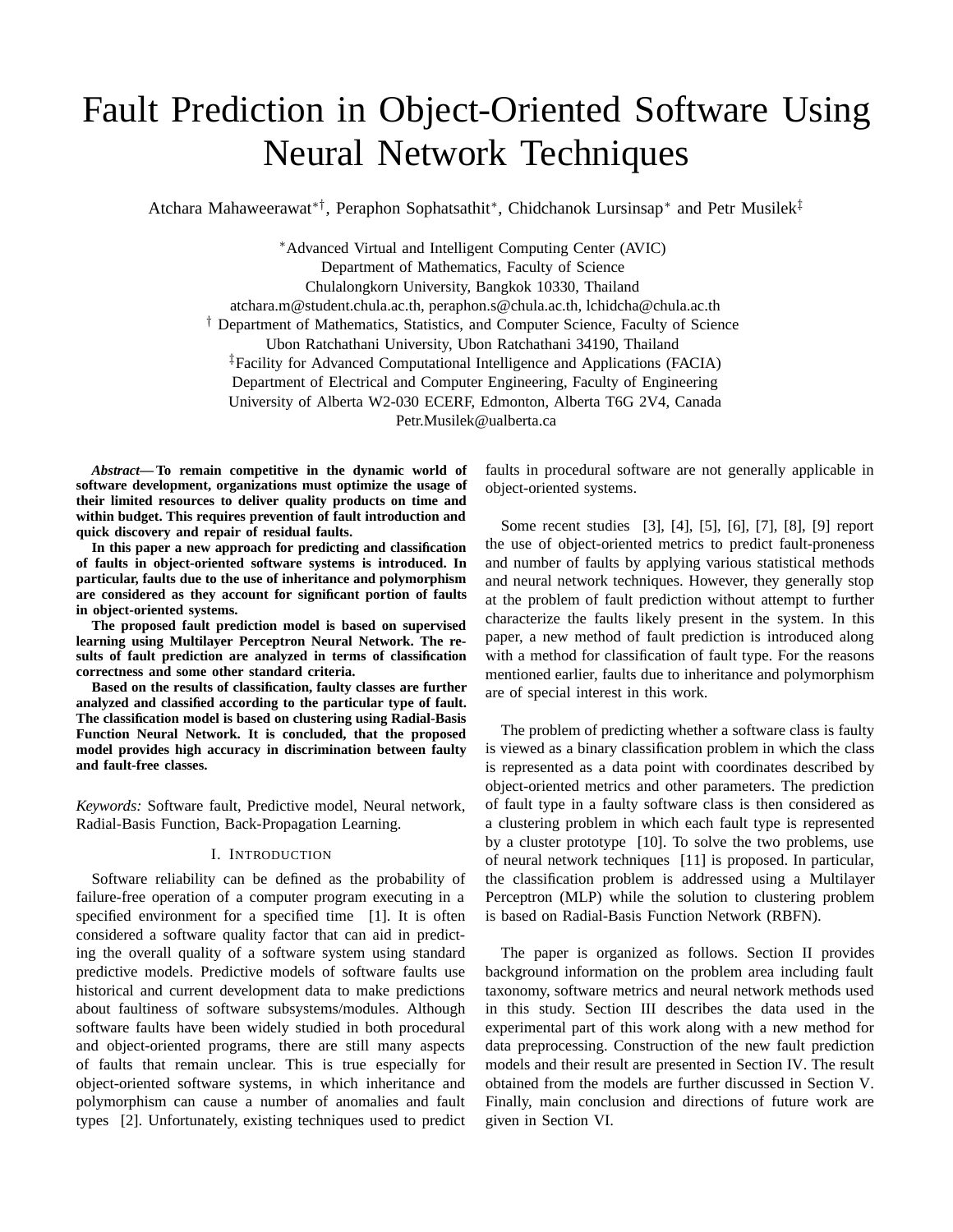# Fault Prediction in Object-Oriented Software Using Neural Network Techniques

Atchara Mahaweerawat[*†], Peraphon Sophatsathit[*], Chidchanok Lursinsap[*] and Petr Musilek[‡]

[*]Advanced Virtual and Intelligent Computing Center (AVIC)
Department of Mathematics, Faculty of Science
Chulalongkorn University, Bangkok 10330, Thailand
atchara.m@student.chula.ac.th, peraphon.s@chula.ac.th, lchidcha@chula.ac.th
[†] Department of Mathematics, Statistics, and Computer Science, Faculty of Science
Ubon Ratchathani University, Ubon Ratchathani 34190, Thailand
[‡]Facility for Advanced Computational Intelligence and Applications (FACIA)
Department of Electrical and Computer Engineering, Faculty of Engineering
University of Alberta W2-030 ECERF, Edmonton, Alberta T6G 2V4, Canada
Petr.Musilek@ualberta.ca

***Abstract*— To remain competitive in the dynamic world of software development, organizations must optimize the usage of their limited resources to deliver quality products on time and within budget. This requires prevention of fault introduction and quick discovery and repair of residual faults.**

**In this paper a new approach for predicting and classification of faults in object-oriented software systems is introduced. In particular, faults due to the use of inheritance and polymorphism are considered as they account for significant portion of faults in object-oriented systems.**

**The proposed fault prediction model is based on supervised learning using Multilayer Perceptron Neural Network. The results of fault prediction are analyzed in terms of classification correctness and some other standard criteria.**

**Based on the results of classification, faulty classes are further analyzed and classified according to the particular type of fault. The classification model is based on clustering using Radial-Basis Function Neural Network. It is concluded, that the proposed model provides high accuracy in discrimination between faulty and fault-free classes.**

*Keywords:* Software fault, Predictive model, Neural network, Radial-Basis Function, Back-Propagation Learning.

## I. Introduction

Software reliability can be defined as the probability of failure-free operation of a computer program executing in a specified environment for a specified time [1]. It is often considered a software quality factor that can aid in predicting the overall quality of a software system using standard predictive models. Predictive models of software faults use historical and current development data to make predictions about faultiness of software subsystems/modules. Although software faults have been widely studied in both procedural and object-oriented programs, there are still many aspects of faults that remain unclear. This is true especially for object-oriented software systems, in which inheritance and polymorphism can cause a number of anomalies and fault types [2]. Unfortunately, existing techniques used to predict faults in procedural software are not generally applicable in object-oriented systems.

Some recent studies [3], [4], [5], [6], [7], [8], [9] report the use of object-oriented metrics to predict fault-proneness and number of faults by applying various statistical methods and neural network techniques. However, they generally stop at the problem of fault prediction without attempt to further characterize the faults likely present in the system. In this paper, a new method of fault prediction is introduced along with a method for classification of fault type. For the reasons mentioned earlier, faults due to inheritance and polymorphism are of special interest in this work.

The problem of predicting whether a software class is faulty is viewed as a binary classification problem in which the class is represented as a data point with coordinates described by object-oriented metrics and other parameters. The prediction of fault type in a faulty software class is then considered as a clustering problem in which each fault type is represented by a cluster prototype [10]. To solve the two problems, use of neural network techniques [11] is proposed. In particular, the classification problem is addressed using a Multilayer Perceptron (MLP) while the solution to clustering problem is based on Radial-Basis Function Network (RBFN).

The paper is organized as follows. Section II provides background information on the problem area including fault taxonomy, software metrics and neural network methods used in this study. Section III describes the data used in the experimental part of this work along with a new method for data preprocessing. Construction of the new fault prediction models and their result are presented in Section IV. The result obtained from the models are further discussed in Section V. Finally, main conclusion and directions of future work are given in Section VI.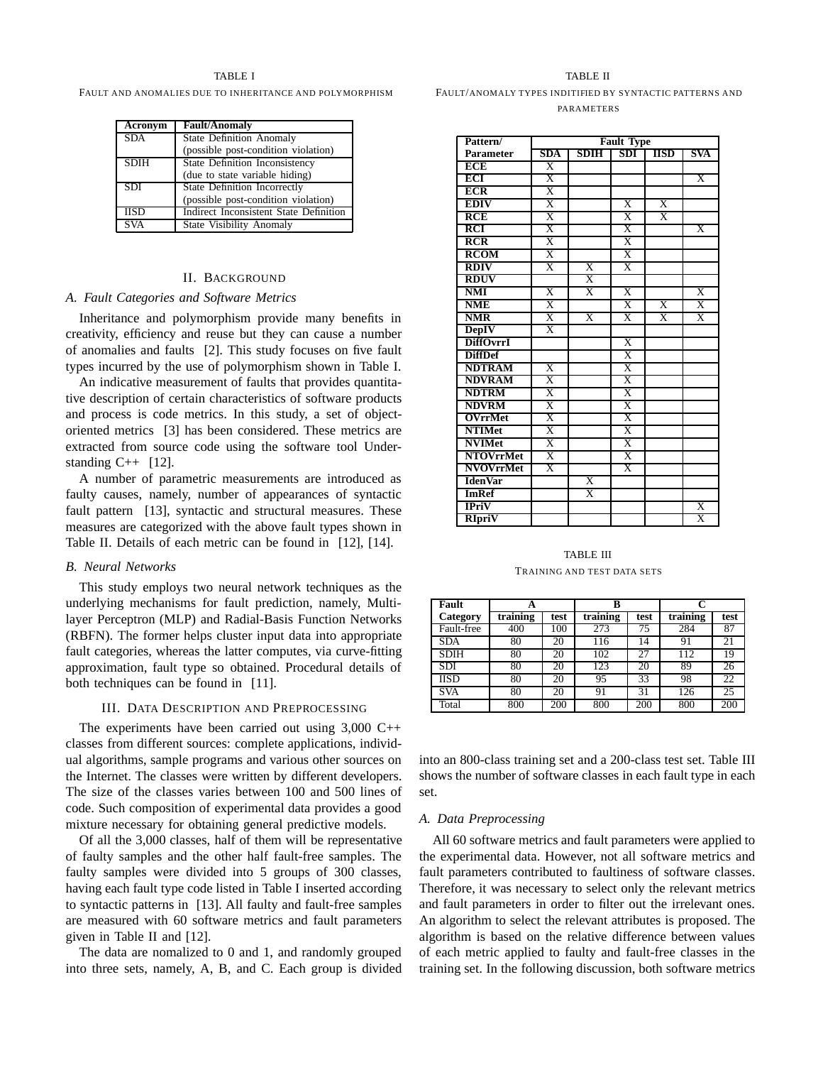TABLE I

FAULT AND ANOMALIES DUE TO INHERITANCE AND POLYMORPHISM

| Acronym | Fault/Anomaly |
|---|---|
| SDA | State Definition Anomaly (possible post-condition violation) |
| SDIH | State Definition Inconsistency (due to state variable hiding) |
| SDI | State Definition Incorrectly (possible post-condition violation) |
| IISD | Indirect Inconsistent State Definition |
| SVA | State Visibility Anomaly |

## II. BACKGROUND

### A. Fault Categories and Software Metrics

Inheritance and polymorphism provide many benefits in creativity, efficiency and reuse but they can cause a number of anomalies and faults [2]. This study focuses on five fault types incurred by the use of polymorphism shown in Table I.

An indicative measurement of faults that provides quantitative description of certain characteristics of software products and process is code metrics. In this study, a set of object-oriented metrics [3] has been considered. These metrics are extracted from source code using the software tool Understanding C++ [12].

A number of parametric measurements are introduced as faulty causes, namely, number of appearances of syntactic fault pattern [13], syntactic and structural measures. These measures are categorized with the above fault types shown in Table II. Details of each metric can be found in [12], [14].

### B. Neural Networks

This study employs two neural network techniques as the underlying mechanisms for fault prediction, namely, Multi-layer Perceptron (MLP) and Radial-Basis Function Networks (RBFN). The former helps cluster input data into appropriate fault categories, whereas the latter computes, via curve-fitting approximation, fault type so obtained. Procedural details of both techniques can be found in [11].

## III. DATA DESCRIPTION AND PREPROCESSING

The experiments have been carried out using 3,000 C++ classes from different sources: complete applications, individual algorithms, sample programs and various other sources on the Internet. The classes were written by different developers. The size of the classes varies between 100 and 500 lines of code. Such composition of experimental data provides a good mixture necessary for obtaining general predictive models.

Of all the 3,000 classes, half of them will be representative of faulty samples and the other half fault-free samples. The faulty samples were divided into 5 groups of 300 classes, having each fault type code listed in Table I inserted according to syntactic patterns in [13]. All faulty and fault-free samples are measured with 60 software metrics and fault parameters given in Table II and [12].

The data are nomalized to 0 and 1, and randomly grouped into three sets, namely, A, B, and C. Each group is divided into an 800-class training set and a 200-class test set. Table III shows the number of software classes in each fault type in each set.

TABLE II

FAULT/ANOMALY TYPES INDITIFIED BY SYNTACTIC PATTERNS AND PARAMETERS

| Pattern/ Parameter | SDA | SDIH | SDI | IISD | SVA |
|---|---|---|---|---|---|
| **ECE** | X | | | | |
| **ECI** | X | | | | X |
| **ECR** | X | | | | |
| **EDIV** | X | | X | X | |
| **RCE** | X | | X | X | |
| **RCI** | X | | X | | X |
| **RCR** | X | | X | | |
| **RCOM** | X | | X | | |
| **RDIV** | X | X | X | | |
| **RDUV** | | X | | | |
| **NMI** | X | X | X | | X |
| **NME** | X | | X | X | X |
| **NMR** | X | X | X | X | X |
| **DepIV** | X | | | | |
| **DiffOvrrI** | | | X | | |
| **DiffDef** | | | X | | |
| **NDTRAM** | X | | X | | |
| **NDVRAM** | X | | X | | |
| **NDTRM** | X | | X | | |
| **NDVRM** | X | | X | | |
| **OVrrMet** | X | | X | | |
| **NTIMet** | X | | X | | |
| **NVIMet** | X | | X | | |
| **NTOVrrMet** | X | | X | | |
| **NVOVrrMet** | X | | X | | |
| **IdenVar** | | X | | | |
| **ImRef** | | X | | | |
| **IPriV** | | | | | X |
| **RIpriV** | | | | | X |

TABLE III

TRAINING AND TEST DATA SETS

| Fault | A | | B | | C | |
|---|---|---|---|---|---|---|
| Category | training | test | training | test | training | test |
| Fault-free | 400 | 100 | 273 | 75 | 284 | 87 |
| SDA | 80 | 20 | 116 | 14 | 91 | 21 |
| SDIH | 80 | 20 | 102 | 27 | 112 | 19 |
| SDI | 80 | 20 | 123 | 20 | 89 | 26 |
| IISD | 80 | 20 | 95 | 33 | 98 | 22 |
| SVA | 80 | 20 | 91 | 31 | 126 | 25 |
| Total | 800 | 200 | 800 | 200 | 800 | 200 |

### A. Data Preprocessing

All 60 software metrics and fault parameters were applied to the experimental data. However, not all software metrics and fault parameters contributed to faultiness of software classes. Therefore, it was necessary to select only the relevant metrics and fault parameters in order to filter out the irrelevant ones. An algorithm to select the relevant attributes is proposed. The algorithm is based on the relative difference between values of each metric applied to faulty and fault-free classes in the training set. In the following discussion, both software metrics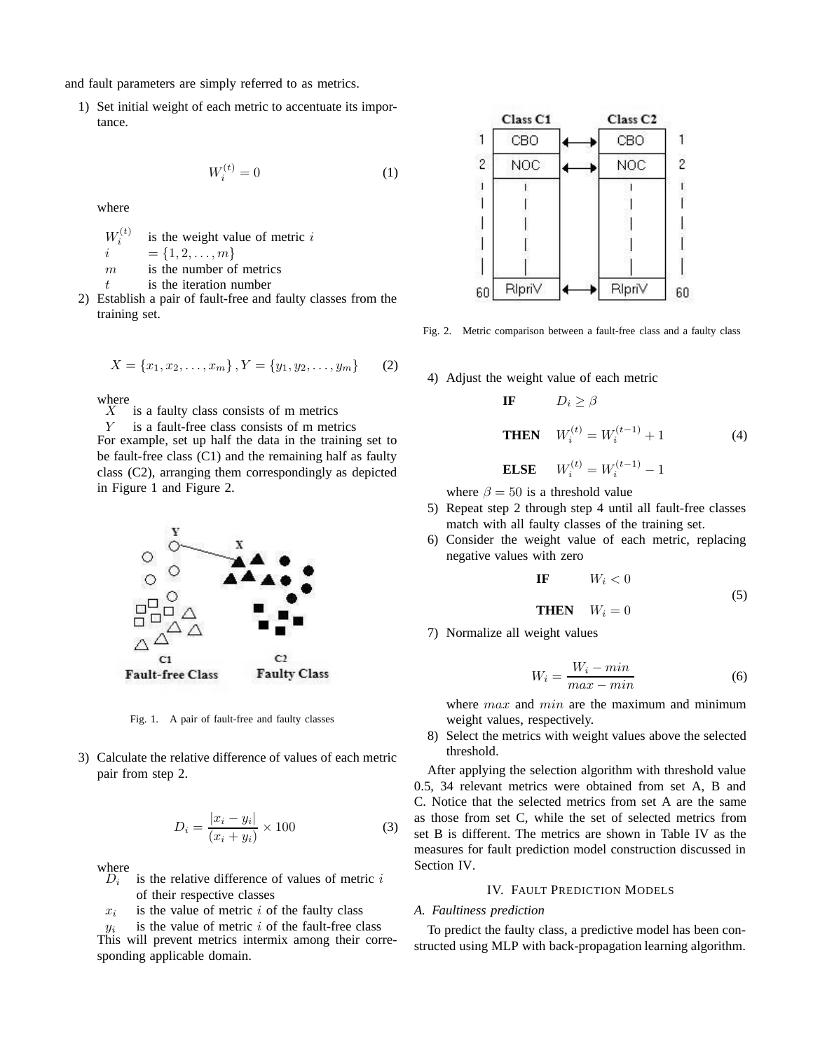and fault parameters are simply referred to as metrics.

1) Set initial weight of each metric to accentuate its importance.

$$W_i^{(t)} = 0 \tag{1}$$

where

$W_i^{(t)}$ is the weight value of metric $i$
$i$ $= \{1, 2, \ldots, m\}$
$m$ is the number of metrics
$t$ is the iteration number

2) Establish a pair of fault-free and faulty classes from the training set.

$$X = \{x_1, x_2, \ldots, x_m\}, Y = \{y_1, y_2, \ldots, y_m\} \tag{2}$$

where
$X$ is a faulty class consists of m metrics
$Y$ is a fault-free class consists of m metrics
For example, set up half the data in the training set to be fault-free class (C1) and the remaining half as faulty class (C2), arranging them correspondingly as depicted in Figure 1 and Figure 2.

Fig. 1. A pair of fault-free and faulty classes

3) Calculate the relative difference of values of each metric pair from step 2.

$$D_i = \frac{|x_i - y_i|}{(x_i + y_i)} \times 100 \tag{3}$$

where
$D_i$ is the relative difference of values of metric $i$ of their respective classes
$x_i$ is the value of metric $i$ of the faulty class
$y_i$ is the value of metric $i$ of the fault-free class
This will prevent metrics intermix among their corresponding applicable domain.

Fig. 2. Metric comparison between a fault-free class and a faulty class

4) Adjust the weight value of each metric

$$\begin{aligned} &\textbf{IF} \quad D_i \geq \beta \\ &\textbf{THEN} \quad W_i^{(t)} = W_i^{(t-1)} + 1 \\ &\textbf{ELSE} \quad W_i^{(t)} = W_i^{(t-1)} - 1 \end{aligned} \tag{4}$$

where $\beta = 50$ is a threshold value

5) Repeat step 2 through step 4 until all fault-free classes match with all faulty classes of the training set.
6) Consider the weight value of each metric, replacing negative values with zero

$$\begin{aligned} &\textbf{IF} \quad W_i < 0 \\ &\textbf{THEN} \quad W_i = 0 \end{aligned} \tag{5}$$

7) Normalize all weight values

$$W_i = \frac{W_i - min}{max - min} \tag{6}$$

where $max$ and $min$ are the maximum and minimum weight values, respectively.

8) Select the metrics with weight values above the selected threshold.

After applying the selection algorithm with threshold value 0.5, 34 relevant metrics were obtained from set A, B and C. Notice that the selected metrics from set A are the same as those from set C, while the set of selected metrics from set B is different. The metrics are shown in Table IV as the measures for fault prediction model construction discussed in Section IV.

## IV. Fault Prediction Models

### A. Faultiness prediction

To predict the faulty class, a predictive model has been constructed using MLP with back-propagation learning algorithm.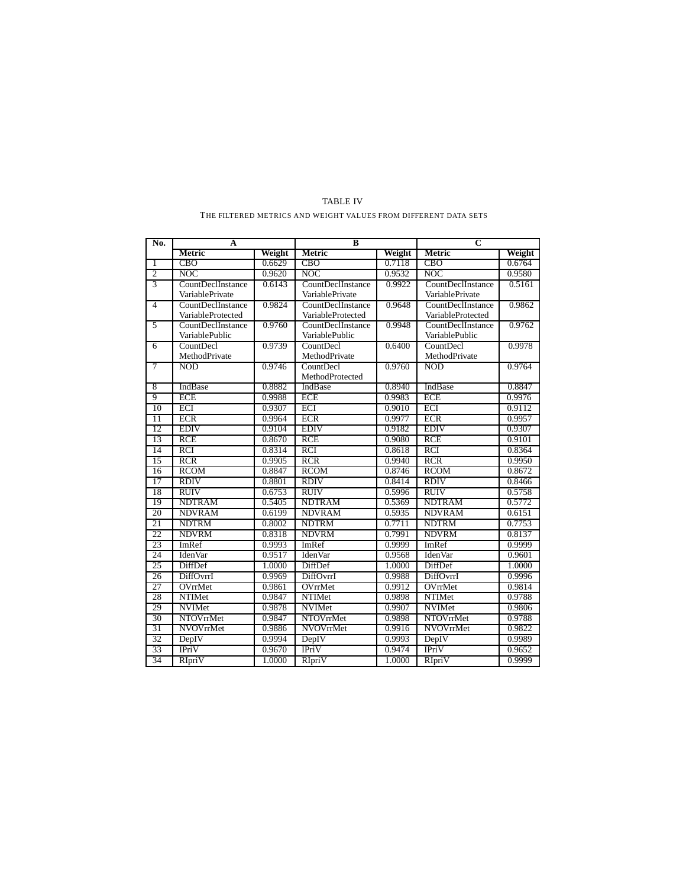TABLE IV

THE FILTERED METRICS AND WEIGHT VALUES FROM DIFFERENT DATA SETS

| No. | A | | B | | C | |
|---|---|---|---|---|---|---|
| | **Metric** | **Weight** | **Metric** | **Weight** | **Metric** | **Weight** |
| 1 | CBO | 0.6629 | CBO | 0.7118 | CBO | 0.6764 |
| 2 | NOC | 0.9620 | NOC | 0.9532 | NOC | 0.9580 |
| 3 | CountDeclInstance VariablePrivate | 0.6143 | CountDeclInstance VariablePrivate | 0.9922 | CountDeclInstance VariablePrivate | 0.5161 |
| 4 | CountDeclInstance VariableProtected | 0.9824 | CountDeclInstance VariableProtected | 0.9648 | CountDeclInstance VariableProtected | 0.9862 |
| 5 | CountDeclInstance VariablePublic | 0.9760 | CountDeclInstance VariablePublic | 0.9948 | CountDeclInstance VariablePublic | 0.9762 |
| 6 | CountDecl MethodPrivate | 0.9739 | CountDecl MethodPrivate | 0.6400 | CountDecl MethodPrivate | 0.9978 |
| 7 | NOD | 0.9746 | CountDecl MethodProtected | 0.9760 | NOD | 0.9764 |
| 8 | IndBase | 0.8882 | IndBase | 0.8940 | IndBase | 0.8847 |
| 9 | ECE | 0.9988 | ECE | 0.9983 | ECE | 0.9976 |
| 10 | ECI | 0.9307 | ECI | 0.9010 | ECI | 0.9112 |
| 11 | ECR | 0.9964 | ECR | 0.9977 | ECR | 0.9957 |
| 12 | EDIV | 0.9104 | EDIV | 0.9182 | EDIV | 0.9307 |
| 13 | RCE | 0.8670 | RCE | 0.9080 | RCE | 0.9101 |
| 14 | RCI | 0.8314 | RCI | 0.8618 | RCI | 0.8364 |
| 15 | RCR | 0.9905 | RCR | 0.9940 | RCR | 0.9950 |
| 16 | RCOM | 0.8847 | RCOM | 0.8746 | RCOM | 0.8672 |
| 17 | RDIV | 0.8801 | RDIV | 0.8414 | RDIV | 0.8466 |
| 18 | RUIV | 0.6753 | RUIV | 0.5996 | RUIV | 0.5758 |
| 19 | NDTRAM | 0.5405 | NDTRAM | 0.5369 | NDTRAM | 0.5772 |
| 20 | NDVRAM | 0.6199 | NDVRAM | 0.5935 | NDVRAM | 0.6151 |
| 21 | NDTRM | 0.8002 | NDTRM | 0.7711 | NDTRM | 0.7753 |
| 22 | NDVRM | 0.8318 | NDVRM | 0.7991 | NDVRM | 0.8137 |
| 23 | ImRef | 0.9993 | ImRef | 0.9999 | ImRef | 0.9999 |
| 24 | IdenVar | 0.9517 | IdenVar | 0.9568 | IdenVar | 0.9601 |
| 25 | DiffDef | 1.0000 | DiffDef | 1.0000 | DiffDef | 1.0000 |
| 26 | DiffOvrrI | 0.9969 | DiffOvrrI | 0.9988 | DiffOvrrI | 0.9996 |
| 27 | OVrrMet | 0.9861 | OVrrMet | 0.9912 | OVrrMet | 0.9814 |
| 28 | NTIMet | 0.9847 | NTIMet | 0.9898 | NTIMet | 0.9788 |
| 29 | NVIMet | 0.9878 | NVIMet | 0.9907 | NVIMet | 0.9806 |
| 30 | NTOVrrMet | 0.9847 | NTOVrrMet | 0.9898 | NTOVrrMet | 0.9788 |
| 31 | NVOVrrMet | 0.9886 | NVOVrrMet | 0.9916 | NVOVrrMet | 0.9822 |
| 32 | DepIV | 0.9994 | DepIV | 0.9993 | DepIV | 0.9989 |
| 33 | IPriV | 0.9670 | IPriV | 0.9474 | IPriV | 0.9652 |
| 34 | RIpriV | 1.0000 | RIpriV | 1.0000 | RIpriV | 0.9999 |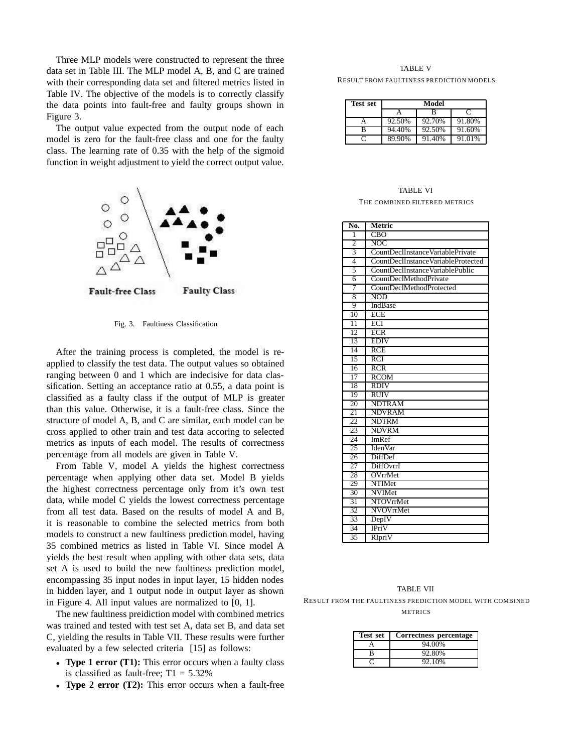Three MLP models were constructed to represent the three data set in Table III. The MLP model A, B, and C are trained with their corresponding data set and filtered metrics listed in Table IV. The objective of the models is to correctly classify the data points into fault-free and faulty groups shown in Figure 3.

The output value expected from the output node of each model is zero for the fault-free class and one for the faulty class. The learning rate of 0.35 with the help of the sigmoid function in weight adjustment to yield the correct output value.

Fig. 3. Faultiness Classification

After the training process is completed, the model is re-applied to classify the test data. The output values so obtained ranging between 0 and 1 which are indecisive for data classification. Setting an acceptance ratio at 0.55, a data point is classified as a faulty class if the output of MLP is greater than this value. Otherwise, it is a fault-free class. Since the structure of model A, B, and C are similar, each model can be cross applied to other train and test data accoring to selected metrics as inputs of each model. The results of correctness percentage from all models are given in Table V.

From Table V, model A yields the highest correctness percentage when applying other data set. Model B yields the highest correctness percentage only from it's own test data, while model C yields the lowest correctness percentage from all test data. Based on the results of model A and B, it is reasonable to combine the selected metrics from both models to construct a new faultiness prediction model, having 35 combined metrics as listed in Table VI. Since model A yields the best result when appling with other data sets, data set A is used to build the new faultiness prediction model, encompassing 35 input nodes in input layer, 15 hidden nodes in hidden layer, and 1 output node in output layer as shown in Figure 4. All input values are normalized to [0, 1].

The new faultiness preidiction model with combined metrics was trained and tested with test set A, data set B, and data set C, yielding the results in Table VII. These results were further evaluated by a few selected criteria [15] as follows:

- **Type 1 error (T1):** This error occurs when a faulty class is classified as fault-free; T1 = 5.32%
- **Type 2 error (T2):** This error occurs when a fault-free

TABLE V

RESULT FROM FAULTINESS PREDICTION MODELS

| Test set | Model | | |
|---|---|---|---|
| | A | B | C |
| A | 92.50% | 92.70% | 91.80% |
| B | 94.40% | 92.50% | 91.60% |
| C | 89.90% | 91.40% | 91.01% |

TABLE VI

THE COMBINED FILTERED METRICS

| No. | Metric |
|---|---|
| 1 | CBO |
| 2 | NOC |
| 3 | CountDeclInstanceVariablePrivate |
| 4 | CountDeclInstanceVariableProtected |
| 5 | CountDeclInstanceVariablePublic |
| 6 | CountDeclMethodPrivate |
| 7 | CountDeclMethodProtected |
| 8 | NOD |
| 9 | IndBase |
| 10 | ECE |
| 11 | ECI |
| 12 | ECR |
| 13 | EDIV |
| 14 | RCE |
| 15 | RCI |
| 16 | RCR |
| 17 | RCOM |
| 18 | RDIV |
| 19 | RUIV |
| 20 | NDTRAM |
| 21 | NDVRAM |
| 22 | NDTRM |
| 23 | NDVRM |
| 24 | ImRef |
| 25 | IdenVar |
| 26 | DiffDef |
| 27 | DiffOvrrI |
| 28 | OVrrMet |
| 29 | NTIMet |
| 30 | NVIMet |
| 31 | NTOVrrMet |
| 32 | NVOVrrMet |
| 33 | DepIV |
| 34 | IPriV |
| 35 | RIpriV |

TABLE VII

RESULT FROM THE FAULTINESS PREDICTION MODEL WITH COMBINED METRICS

| Test set | Correctness percentage |
|---|---|
| A | 94.00% |
| B | 92.80% |
| C | 92.10% |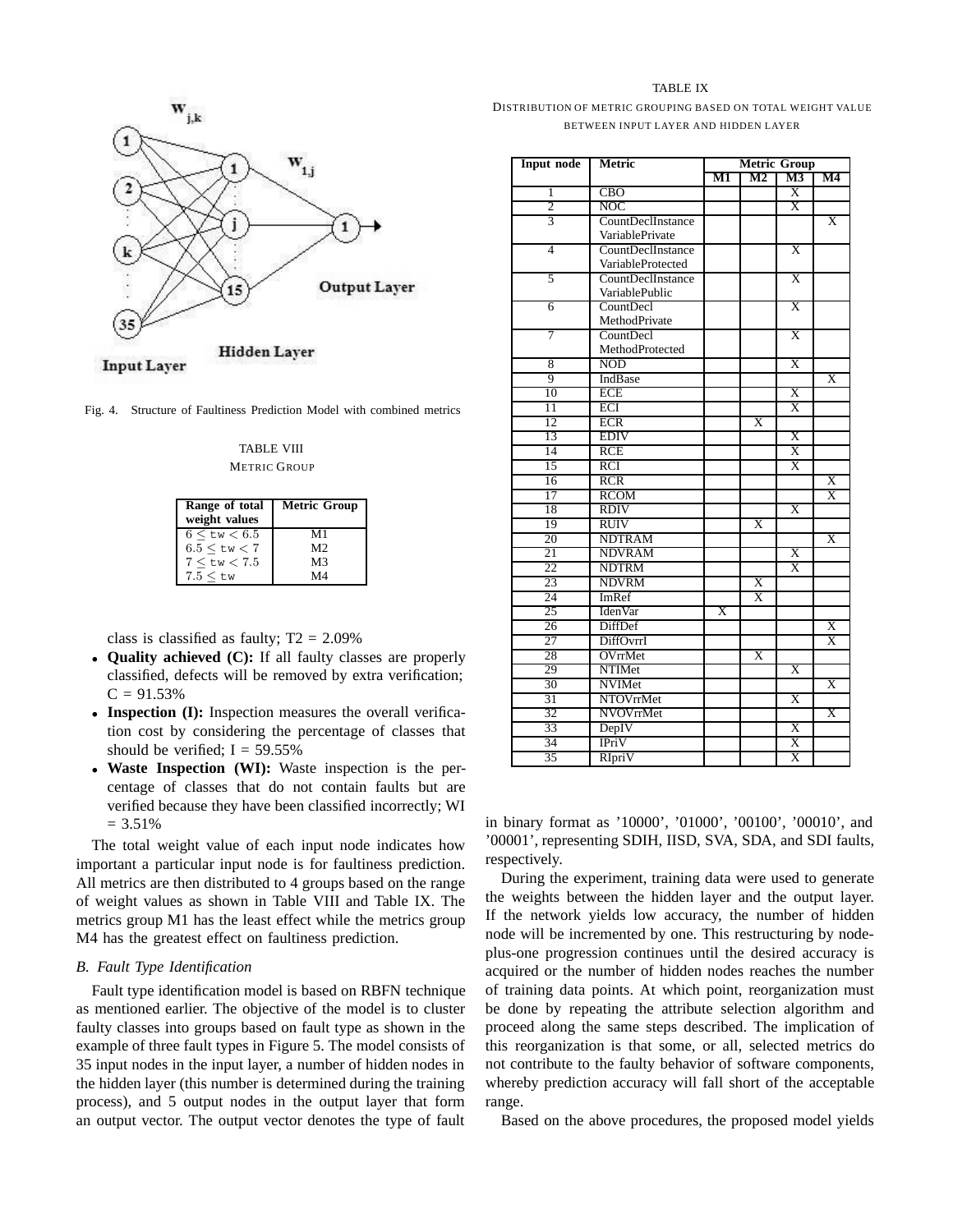Fig. 4. Structure of Faultiness Prediction Model with combined metrics

TABLE VIII
METRIC GROUP

| Range of total weight values | Metric Group |
|---|---|
| $6 \leq \mathtt{tw} < 6.5$ | M1 |
| $6.5 \leq \mathtt{tw} < 7$ | M2 |
| $7 \leq \mathtt{tw} < 7.5$ | M3 |
| $7.5 \leq \mathtt{tw}$ | M4 |

class is classified as faulty; T2 = 2.09%

- **Quality achieved (C):** If all faulty classes are properly classified, defects will be removed by extra verification; C = 91.53%
- **Inspection (I):** Inspection measures the overall verification cost by considering the percentage of classes that should be verified; I = 59.55%
- **Waste Inspection (WI):** Waste inspection is the percentage of classes that do not contain faults but are verified because they have been classified incorrectly; WI = 3.51%

The total weight value of each input node indicates how important a particular input node is for faultiness prediction. All metrics are then distributed to 4 groups based on the range of weight values as shown in Table VIII and Table IX. The metrics group M1 has the least effect while the metrics group M4 has the greatest effect on faultiness prediction.

### B. Fault Type Identification

Fault type identification model is based on RBFN technique as mentioned earlier. The objective of the model is to cluster faulty classes into groups based on fault type as shown in the example of three fault types in Figure 5. The model consists of 35 input nodes in the input layer, a number of hidden nodes in the hidden layer (this number is determined during the training process), and 5 output nodes in the output layer that form an output vector. The output vector denotes the type of fault

TABLE IX
DISTRIBUTION OF METRIC GROUPING BASED ON TOTAL WEIGHT VALUE BETWEEN INPUT LAYER AND HIDDEN LAYER

| Input node | Metric | Metric Group | | | |
|---|---|---|---|---|---|
| | | M1 | M2 | M3 | M4 |
| 1 | CBO | | | X | |
| 2 | NOC | | | X | |
| 3 | CountDeclInstance VariablePrivate | | | | X |
| 4 | CountDeclInstance VariableProtected | | | X | |
| 5 | CountDeclInstance VariablePublic | | | X | |
| 6 | CountDecl MethodPrivate | | | X | |
| 7 | CountDecl MethodProtected | | | X | |
| 8 | NOD | | | X | |
| 9 | IndBase | | | | X |
| 10 | ECE | | | X | |
| 11 | ECI | | | X | |
| 12 | ECR | | X | | |
| 13 | EDIV | | | X | |
| 14 | RCE | | | X | |
| 15 | RCI | | | X | |
| 16 | RCR | | | | X |
| 17 | RCOM | | | | X |
| 18 | RDIV | | | X | |
| 19 | RUIV | | X | | |
| 20 | NDTRAM | | | | X |
| 21 | NDVRAM | | | X | |
| 22 | NDTRM | | | X | |
| 23 | NDVRM | | X | | |
| 24 | ImRef | | X | | |
| 25 | IdenVar | X | | | |
| 26 | DiffDef | | | | X |
| 27 | DiffOvrrI | | | | X |
| 28 | OVrrMet | | X | | |
| 29 | NTIMet | | | X | |
| 30 | NVIMet | | | | X |
| 31 | NTOVrrMet | | | X | |
| 32 | NVOVrrMet | | | | X |
| 33 | DepIV | | | X | |
| 34 | IPriV | | | X | |
| 35 | RIpriV | | | X | |

in binary format as '10000', '01000', '00100', '00010', and '00001', representing SDIH, IISD, SVA, SDA, and SDI faults, respectively.

During the experiment, training data were used to generate the weights between the hidden layer and the output layer. If the network yields low accuracy, the number of hidden node will be incremented by one. This restructuring by node-plus-one progression continues until the desired accuracy is acquired or the number of hidden nodes reaches the number of training data points. At which point, reorganization must be done by repeating the attribute selection algorithm and proceed along the same steps described. The implication of this reorganization is that some, or all, selected metrics do not contribute to the faulty behavior of software components, whereby prediction accuracy will fall short of the acceptable range.

Based on the above procedures, the proposed model yields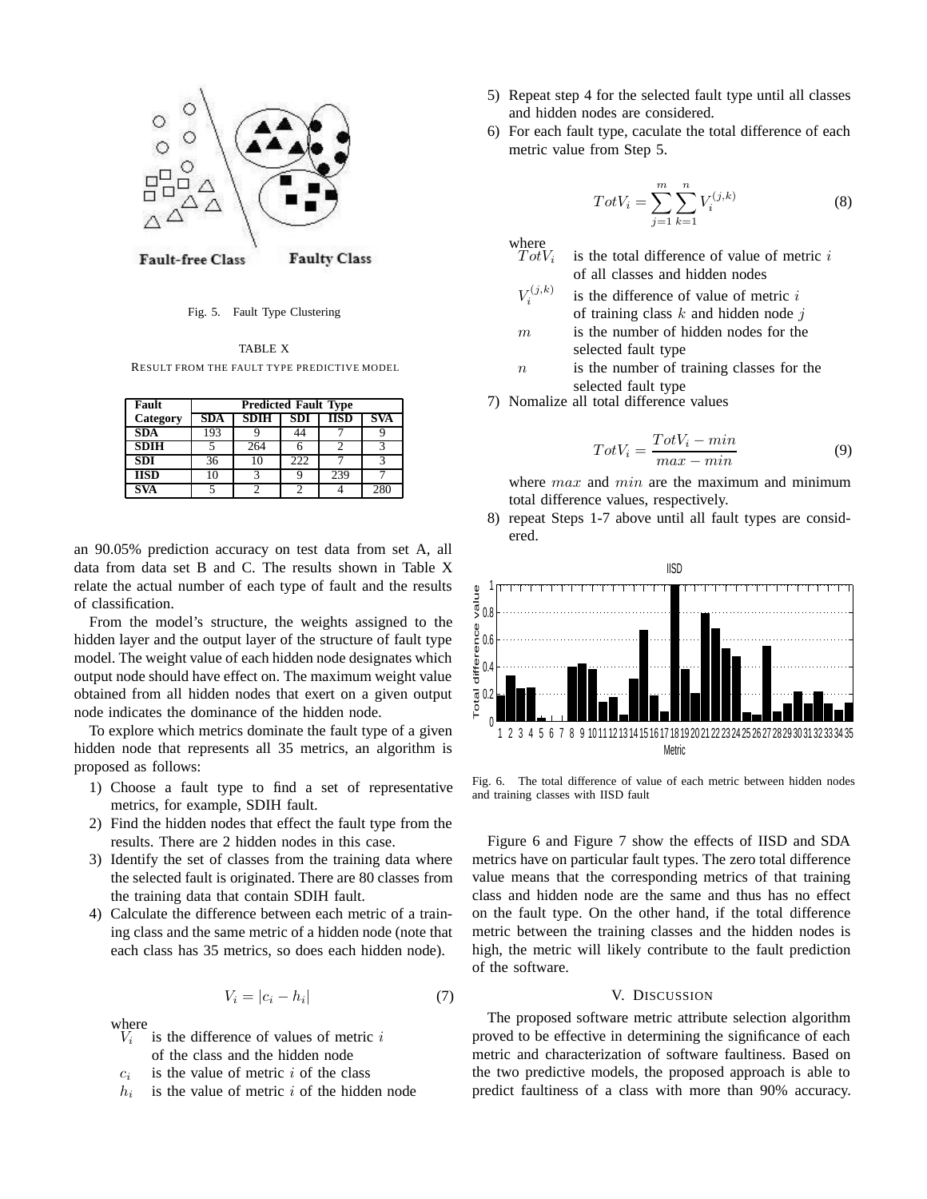Fig. 5. Fault Type Clustering

TABLE X
RESULT FROM THE FAULT TYPE PREDICTIVE MODEL

| Fault Category | Predicted Fault Type | | | | |
|---|---|---|---|---|---|
| | SDA | SDIH | SDI | IISD | SVA |
| SDA | 193 | 9 | 44 | 7 | 9 |
| SDIH | 5 | 264 | 6 | 2 | 3 |
| SDI | 36 | 10 | 222 | 7 | 3 |
| IISD | 10 | 3 | 9 | 239 | 7 |
| SVA | 5 | 2 | 2 | 4 | 280 |

an 90.05% prediction accuracy on test data from set A, all data from data set B and C. The results shown in Table X relate the actual number of each type of fault and the results of classification.

From the model's structure, the weights assigned to the hidden layer and the output layer of the structure of fault type model. The weight value of each hidden node designates which output node should have effect on. The maximum weight value obtained from all hidden nodes that exert on a given output node indicates the dominance of the hidden node.

To explore which metrics dominate the fault type of a given hidden node that represents all 35 metrics, an algorithm is proposed as follows:

1) Choose a fault type to find a set of representative metrics, for example, SDIH fault.
2) Find the hidden nodes that effect the fault type from the results. There are 2 hidden nodes in this case.
3) Identify the set of classes from the training data where the selected fault is originated. There are 80 classes from the training data that contain SDIH fault.
4) Calculate the difference between each metric of a training class and the same metric of a hidden node (note that each class has 35 metrics, so does each hidden node).

$$V_i = |c_i - h_i| \tag{7}$$

where
$V_i$ is the difference of values of metric $i$ of the class and the hidden node
$c_i$ is the value of metric $i$ of the class
$h_i$ is the value of metric $i$ of the hidden node

5) Repeat step 4 for the selected fault type until all classes and hidden nodes are considered.
6) For each fault type, caculate the total difference of each metric value from Step 5.

$$TotV_i = \sum_{j=1}^{m} \sum_{k=1}^{n} V_i^{(j,k)} \tag{8}$$

where
$TotV_i$ is the total difference of value of metric $i$ of all classes and hidden nodes
$V_i^{(j,k)}$ is the difference of value of metric $i$ of training class $k$ and hidden node $j$
$m$ is the number of hidden nodes for the selected fault type
$n$ is the number of training classes for the selected fault type

7) Nomalize all total difference values

$$TotV_i = \frac{TotV_i - min}{max - min} \tag{9}$$

where $max$ and $min$ are the maximum and minimum total difference values, respectively.

8) repeat Steps 1-7 above until all fault types are considered.

Fig. 6. The total difference of value of each metric between hidden nodes and training classes with IISD fault

Figure 6 and Figure 7 show the effects of IISD and SDA metrics have on particular fault types. The zero total difference value means that the corresponding metrics of that training class and hidden node are the same and thus has no effect on the fault type. On the other hand, if the total difference metric between the training classes and the hidden nodes is high, the metric will likely contribute to the fault prediction of the software.

## V. Discussion

The proposed software metric attribute selection algorithm proved to be effective in determining the significance of each metric and characterization of software faultiness. Based on the two predictive models, the proposed approach is able to predict faultiness of a class with more than 90% accuracy.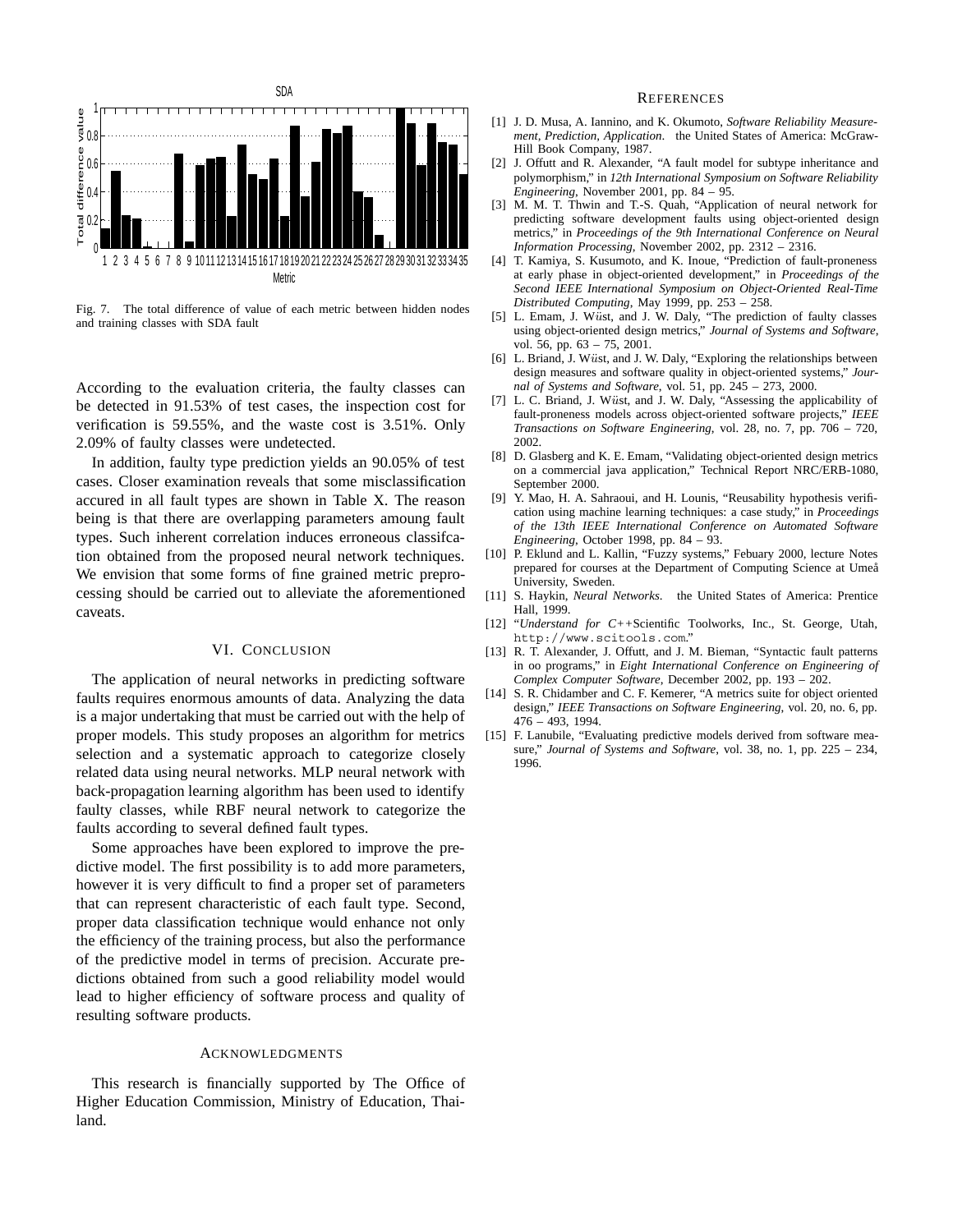SDA

1
0.8
0.6
0.4
0.2
0

Total difference value

1 2 3 4 5 6 7 8 9 10 11 12 13 14 15 16 17 18 19 20 21 22 23 24 25 26 27 28 29 30 31 32 33 34 35

Metric

Fig. 7. The total difference of value of each metric between hidden nodes and training classes with SDA fault

According to the evaluation criteria, the faulty classes can be detected in 91.53% of test cases, the inspection cost for verification is 59.55%, and the waste cost is 3.51%. Only 2.09% of faulty classes were undetected.

In addition, faulty type prediction yields an 90.05% of test cases. Closer examination reveals that some misclassification accured in all fault types are shown in Table X. The reason being is that there are overlapping parameters amoung fault types. Such inherent correlation induces erroneous classifcation obtained from the proposed neural network techniques. We envision that some forms of fine grained metric preprocessing should be carried out to alleviate the aforementioned caveats.

## VI. Conclusion

The application of neural networks in predicting software faults requires enormous amounts of data. Analyzing the data is a major undertaking that must be carried out with the help of proper models. This study proposes an algorithm for metrics selection and a systematic approach to categorize closely related data using neural networks. MLP neural network with back-propagation learning algorithm has been used to identify faulty classes, while RBF neural network to categorize the faults according to several defined fault types.

Some approaches have been explored to improve the predictive model. The first possibility is to add more parameters, however it is very difficult to find a proper set of parameters that can represent characteristic of each fault type. Second, proper data classification technique would enhance not only the efficiency of the training process, but also the performance of the predictive model in terms of precision. Accurate predictions obtained from such a good reliability model would lead to higher efficiency of software process and quality of resulting software products.

## Acknowledgments

This research is financially supported by The Office of Higher Education Commission, Ministry of Education, Thailand.

## References

[1] J. D. Musa, A. Iannino, and K. Okumoto, *Software Reliability Measurement, Prediction, Application*. the United States of America: McGraw-Hill Book Company, 1987.

[2] J. Offutt and R. Alexander, "A fault model for subtype inheritance and polymorphism," in *12th International Symposium on Software Reliability Engineering*, November 2001, pp. 84 – 95.

[3] M. M. T. Thwin and T.-S. Quah, "Application of neural network for predicting software development faults using object-oriented design metrics," in *Proceedings of the 9th International Conference on Neural Information Processing*, November 2002, pp. 2312 – 2316.

[4] T. Kamiya, S. Kusumoto, and K. Inoue, "Prediction of fault-proneness at early phase in object-oriented development," in *Proceedings of the Second IEEE International Symposium on Object-Oriented Real-Time Distributed Computing*, May 1999, pp. 253 – 258.

[5] L. Emam, J. Wüst, and J. W. Daly, "The prediction of faulty classes using object-oriented design metrics," *Journal of Systems and Software*, vol. 56, pp. 63 – 75, 2001.

[6] L. Briand, J. Wüst, and J. W. Daly, "Exploring the relationships between design measures and software quality in object-oriented systems," *Journal of Systems and Software*, vol. 51, pp. 245 – 273, 2000.

[7] L. C. Briand, J. Wüst, and J. W. Daly, "Assessing the applicability of fault-proneness models across object-oriented software projects," *IEEE Transactions on Software Engineering*, vol. 28, no. 7, pp. 706 – 720, 2002.

[8] D. Glasberg and K. E. Emam, "Validating object-oriented design metrics on a commercial java application," Technical Report NRC/ERB-1080, September 2000.

[9] Y. Mao, H. A. Sahraoui, and H. Lounis, "Reusability hypothesis verification using machine learning techniques: a case study," in *Proceedings of the 13th IEEE International Conference on Automated Software Engineering*, October 1998, pp. 84 – 93.

[10] P. Eklund and L. Kallin, "Fuzzy systems," Febuary 2000, lecture Notes prepared for courses at the Department of Computing Science at Umeå University, Sweden.

[11] S. Haykin, *Neural Networks*. the United States of America: Prentice Hall, 1999.

[12] "*Understand for C++*Scientific Toolworks, Inc., St. George, Utah, `http://www.scitools.com`."

[13] R. T. Alexander, J. Offutt, and J. M. Bieman, "Syntactic fault patterns in oo programs," in *Eight International Conference on Engineering of Complex Computer Software*, December 2002, pp. 193 – 202.

[14] S. R. Chidamber and C. F. Kemerer, "A metrics suite for object oriented design," *IEEE Transactions on Software Engineering*, vol. 20, no. 6, pp. 476 – 493, 1994.

[15] F. Lanubile, "Evaluating predictive models derived from software measure," *Journal of Systems and Software*, vol. 38, no. 1, pp. 225 – 234, 1996.